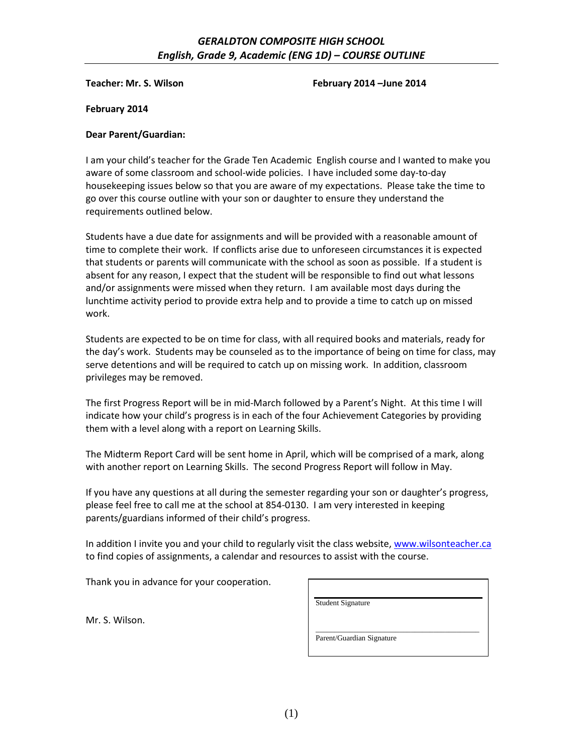## *GERALDTON COMPOSITE HIGH SCHOOL*
## *English, Grade 9, Academic (ENG 1D) – COURSE OUTLINE*

**Teacher: Mr. S. Wilson** **February 2014 –June 2014**

**February 2014**

**Dear Parent/Guardian:**

I am your child's teacher for the Grade Ten Academic English course and I wanted to make you aware of some classroom and school-wide policies. I have included some day-to-day housekeeping issues below so that you are aware of my expectations. Please take the time to go over this course outline with your son or daughter to ensure they understand the requirements outlined below.

Students have a due date for assignments and will be provided with a reasonable amount of time to complete their work. If conflicts arise due to unforeseen circumstances it is expected that students or parents will communicate with the school as soon as possible. If a student is absent for any reason, I expect that the student will be responsible to find out what lessons and/or assignments were missed when they return. I am available most days during the lunchtime activity period to provide extra help and to provide a time to catch up on missed work.

Students are expected to be on time for class, with all required books and materials, ready for the day's work. Students may be counseled as to the importance of being on time for class, may serve detentions and will be required to catch up on missing work. In addition, classroom privileges may be removed.

The first Progress Report will be in mid-March followed by a Parent's Night. At this time I will indicate how your child's progress is in each of the four Achievement Categories by providing them with a level along with a report on Learning Skills.

The Midterm Report Card will be sent home in April, which will be comprised of a mark, along with another report on Learning Skills. The second Progress Report will follow in May.

If you have any questions at all during the semester regarding your son or daughter's progress, please feel free to call me at the school at 854-0130. I am very interested in keeping parents/guardians informed of their child's progress.

In addition I invite you and your child to regularly visit the class website, www.wilsonteacher.ca to find copies of assignments, a calendar and resources to assist with the course.

Thank you in advance for your cooperation.

Mr. S. Wilson.

Student Signature

Parent/Guardian Signature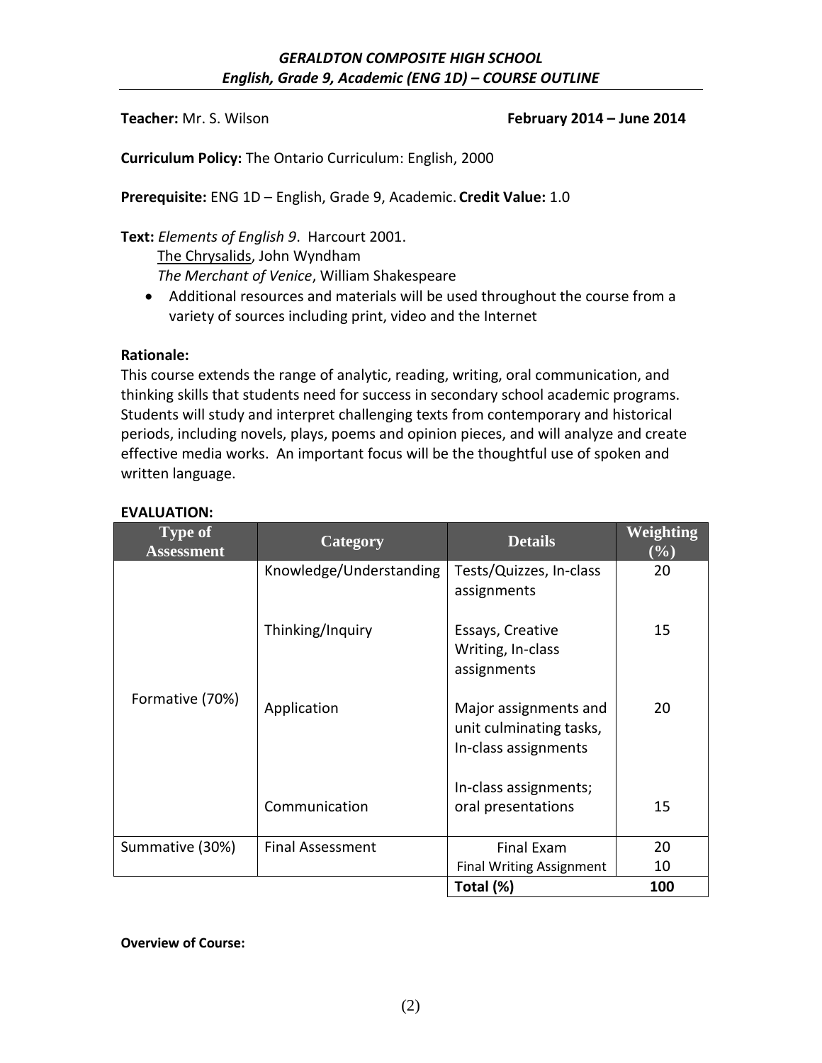**GERALDTON COMPOSITE HIGH SCHOOL**
***English, Grade 9, Academic (ENG 1D) – COURSE OUTLINE***

**Teacher:** Mr. S. Wilson **February 2014 – June 2014**

**Curriculum Policy:** The Ontario Curriculum: English, 2000

**Prerequisite:** ENG 1D – English, Grade 9, Academic. **Credit Value:** 1.0

**Text:** *Elements of English 9*. Harcourt 2001.
The Chrysalids, John Wyndham
*The Merchant of Venice*, William Shakespeare

- Additional resources and materials will be used throughout the course from a variety of sources including print, video and the Internet

**Rationale:**
This course extends the range of analytic, reading, writing, oral communication, and thinking skills that students need for success in secondary school academic programs. Students will study and interpret challenging texts from contemporary and historical periods, including novels, plays, poems and opinion pieces, and will analyze and create effective media works. An important focus will be the thoughtful use of spoken and written language.

**EVALUATION:**

| Type of Assessment | Category | Details | Weighting (%) |
|---|---|---|---|
| Formative (70%) | Knowledge/Understanding | Tests/Quizzes, In-class assignments | 20 |
| | Thinking/Inquiry | Essays, Creative Writing, In-class assignments | 15 |
| | Application | Major assignments and unit culminating tasks, In-class assignments | 20 |
| | Communication | In-class assignments; oral presentations | 15 |
| Summative (30%) | Final Assessment | Final Exam | 20 |
| | | Final Writing Assignment | 10 |
| | | **Total (%)** | **100** |

**Overview of Course:**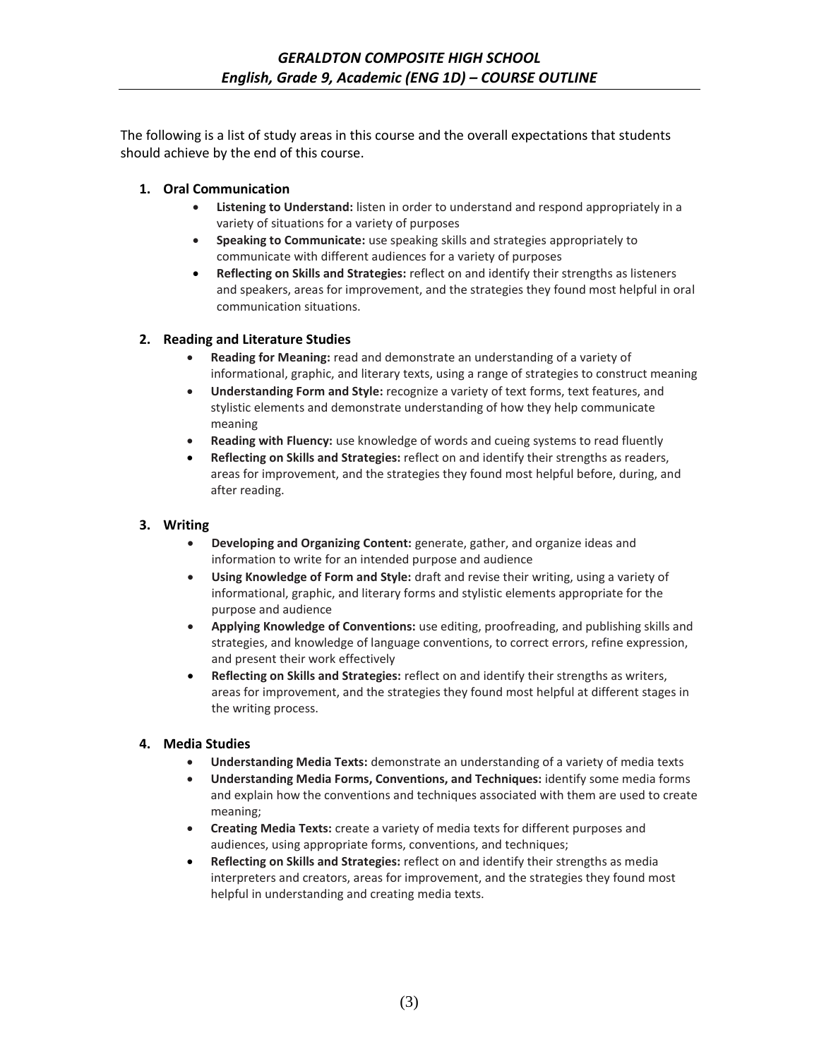The following is a list of study areas in this course and the overall expectations that students should achieve by the end of this course.

1. **Oral Communication**
   - **Listening to Understand:** listen in order to understand and respond appropriately in a variety of situations for a variety of purposes
   - **Speaking to Communicate:** use speaking skills and strategies appropriately to communicate with different audiences for a variety of purposes
   - **Reflecting on Skills and Strategies:** reflect on and identify their strengths as listeners and speakers, areas for improvement, and the strategies they found most helpful in oral communication situations.

2. **Reading and Literature Studies**
   - **Reading for Meaning:** read and demonstrate an understanding of a variety of informational, graphic, and literary texts, using a range of strategies to construct meaning
   - **Understanding Form and Style:** recognize a variety of text forms, text features, and stylistic elements and demonstrate understanding of how they help communicate meaning
   - **Reading with Fluency:** use knowledge of words and cueing systems to read fluently
   - **Reflecting on Skills and Strategies:** reflect on and identify their strengths as readers, areas for improvement, and the strategies they found most helpful before, during, and after reading.

3. **Writing**
   - **Developing and Organizing Content:** generate, gather, and organize ideas and information to write for an intended purpose and audience
   - **Using Knowledge of Form and Style:** draft and revise their writing, using a variety of informational, graphic, and literary forms and stylistic elements appropriate for the purpose and audience
   - **Applying Knowledge of Conventions:** use editing, proofreading, and publishing skills and strategies, and knowledge of language conventions, to correct errors, refine expression, and present their work effectively
   - **Reflecting on Skills and Strategies:** reflect on and identify their strengths as writers, areas for improvement, and the strategies they found most helpful at different stages in the writing process.

4. **Media Studies**
   - **Understanding Media Texts:** demonstrate an understanding of a variety of media texts
   - **Understanding Media Forms, Conventions, and Techniques:** identify some media forms and explain how the conventions and techniques associated with them are used to create meaning;
   - **Creating Media Texts:** create a variety of media texts for different purposes and audiences, using appropriate forms, conventions, and techniques;
   - **Reflecting on Skills and Strategies:** reflect on and identify their strengths as media interpreters and creators, areas for improvement, and the strategies they found most helpful in understanding and creating media texts.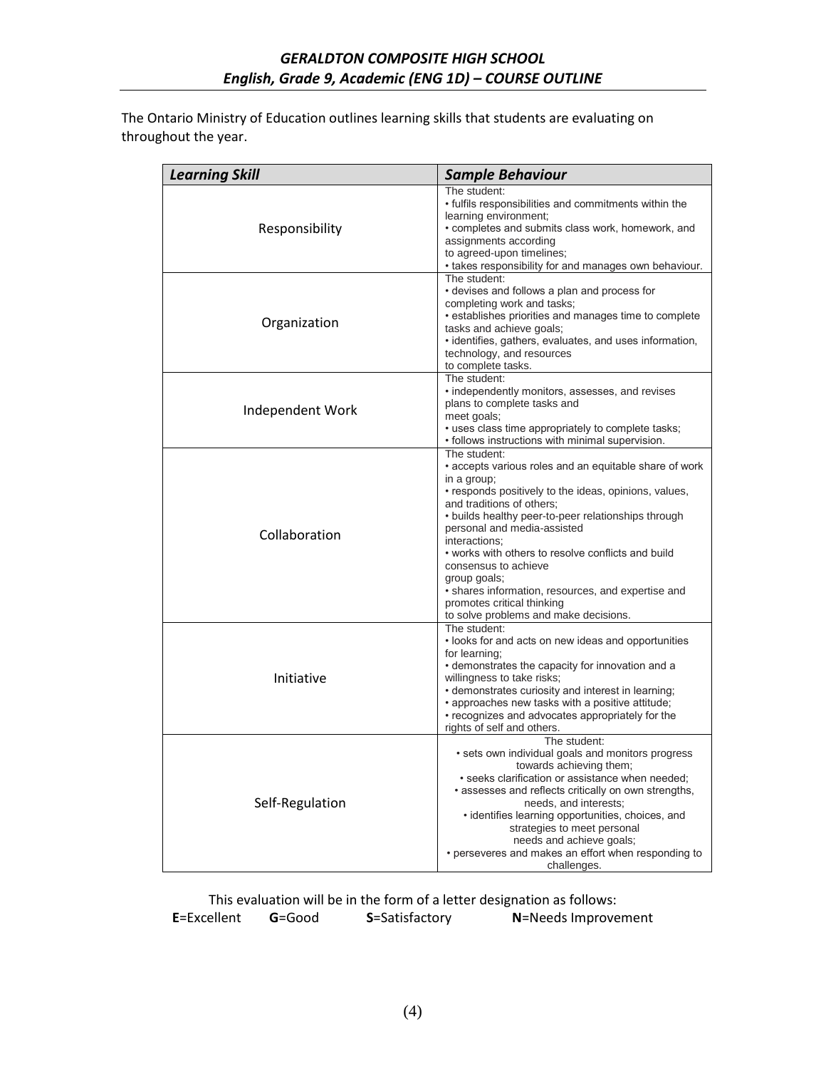The Ontario Ministry of Education outlines learning skills that students are evaluating on throughout the year.

| ***Learning Skill*** | ***Sample Behaviour*** |
|---|---|
| Responsibility | The student:<br>• fulfils responsibilities and commitments within the learning environment;<br>• completes and submits class work, homework, and assignments according to agreed-upon timelines;<br>• takes responsibility for and manages own behaviour. |
| Organization | The student:<br>• devises and follows a plan and process for completing work and tasks;<br>• establishes priorities and manages time to complete tasks and achieve goals;<br>• identifies, gathers, evaluates, and uses information, technology, and resources to complete tasks. |
| Independent Work | The student:<br>• independently monitors, assesses, and revises plans to complete tasks and meet goals;<br>• uses class time appropriately to complete tasks;<br>• follows instructions with minimal supervision. |
| Collaboration | The student:<br>• accepts various roles and an equitable share of work in a group;<br>• responds positively to the ideas, opinions, values, and traditions of others;<br>• builds healthy peer-to-peer relationships through personal and media-assisted interactions;<br>• works with others to resolve conflicts and build consensus to achieve group goals;<br>• shares information, resources, and expertise and promotes critical thinking to solve problems and make decisions. |
| Initiative | The student:<br>• looks for and acts on new ideas and opportunities for learning;<br>• demonstrates the capacity for innovation and a willingness to take risks;<br>• demonstrates curiosity and interest in learning;<br>• approaches new tasks with a positive attitude;<br>• recognizes and advocates appropriately for the rights of self and others. |
| Self-Regulation | The student:<br>• sets own individual goals and monitors progress towards achieving them;<br>• seeks clarification or assistance when needed;<br>• assesses and reflects critically on own strengths, needs, and interests;<br>• identifies learning opportunities, choices, and strategies to meet personal needs and achieve goals;<br>• perseveres and makes an effort when responding to challenges. |

This evaluation will be in the form of a letter designation as follows:

**E**=Excellent **G**=Good **S**=Satisfactory **N**=Needs Improvement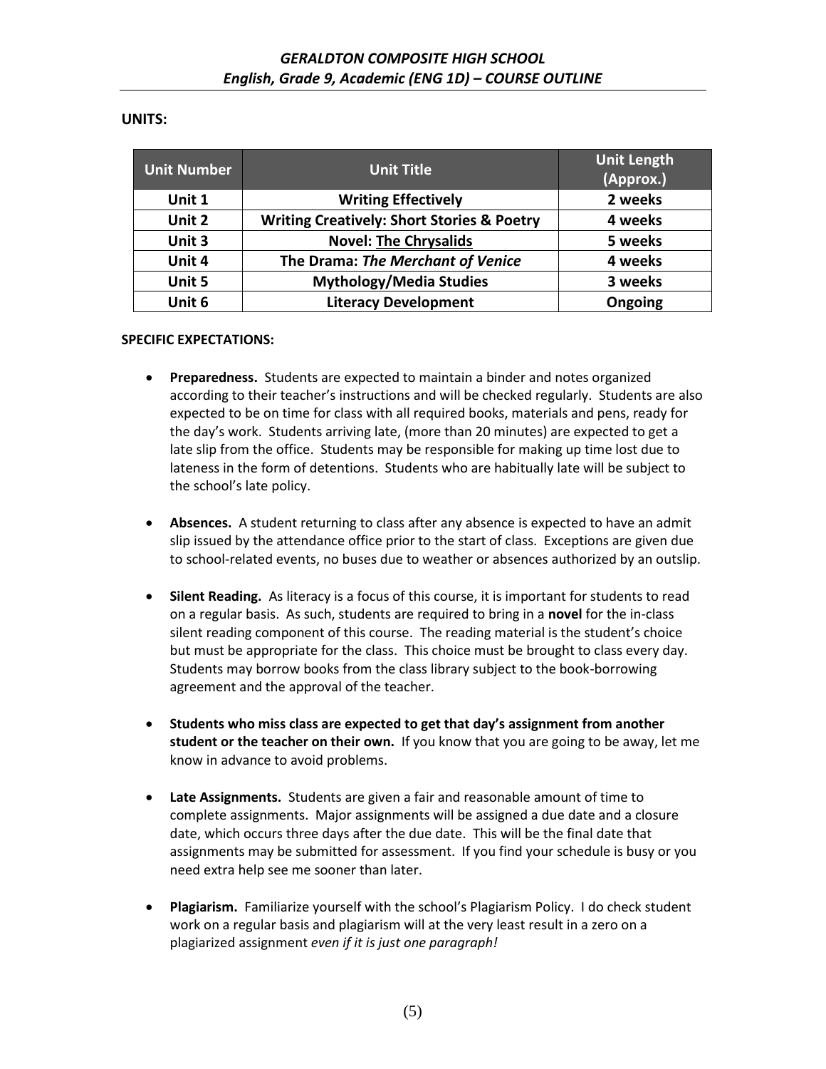# GERALDTON COMPOSITE HIGH SCHOOL
## *English, Grade 9, Academic (ENG 1D) – COURSE OUTLINE*

**UNITS:**

| Unit Number | Unit Title | Unit Length (Approx.) |
|---|---|---|
| **Unit 1** | **Writing Effectively** | **2 weeks** |
| **Unit 2** | **Writing Creatively: Short Stories & Poetry** | **4 weeks** |
| **Unit 3** | **Novel: The Chrysalids** | **5 weeks** |
| **Unit 4** | **The Drama: *The Merchant of Venice*** | **4 weeks** |
| **Unit 5** | **Mythology/Media Studies** | **3 weeks** |
| **Unit 6** | **Literacy Development** | **Ongoing** |

**SPECIFIC EXPECTATIONS:**

- **Preparedness.** Students are expected to maintain a binder and notes organized according to their teacher's instructions and will be checked regularly. Students are also expected to be on time for class with all required books, materials and pens, ready for the day's work. Students arriving late, (more than 20 minutes) are expected to get a late slip from the office. Students may be responsible for making up time lost due to lateness in the form of detentions. Students who are habitually late will be subject to the school's late policy.

- **Absences.** A student returning to class after any absence is expected to have an admit slip issued by the attendance office prior to the start of class. Exceptions are given due to school-related events, no buses due to weather or absences authorized by an outslip.

- **Silent Reading.** As literacy is a focus of this course, it is important for students to read on a regular basis. As such, students are required to bring in a **novel** for the in-class silent reading component of this course. The reading material is the student's choice but must be appropriate for the class. This choice must be brought to class every day. Students may borrow books from the class library subject to the book-borrowing agreement and the approval of the teacher.

- **Students who miss class are expected to get that day's assignment from another student or the teacher on their own.** If you know that you are going to be away, let me know in advance to avoid problems.

- **Late Assignments.** Students are given a fair and reasonable amount of time to complete assignments. Major assignments will be assigned a due date and a closure date, which occurs three days after the due date. This will be the final date that assignments may be submitted for assessment. If you find your schedule is busy or you need extra help see me sooner than later.

- **Plagiarism.** Familiarize yourself with the school's Plagiarism Policy. I do check student work on a regular basis and plagiarism will at the very least result in a zero on a plagiarized assignment *even if it is just one paragraph!*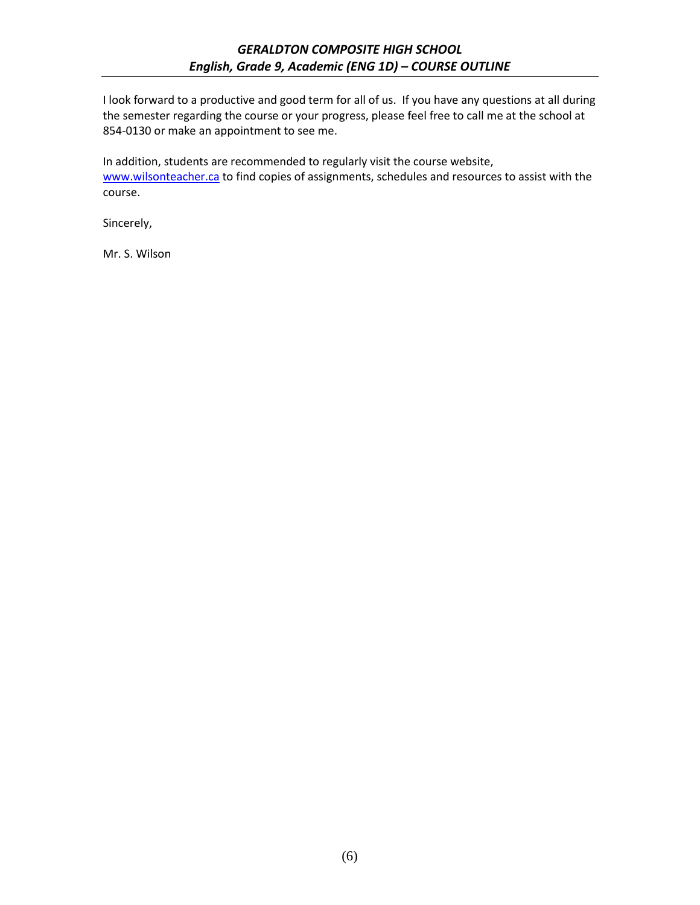I look forward to a productive and good term for all of us. If you have any questions at all during the semester regarding the course or your progress, please feel free to call me at the school at 854-0130 or make an appointment to see me.

In addition, students are recommended to regularly visit the course website, www.wilsonteacher.ca to find copies of assignments, schedules and resources to assist with the course.

Sincerely,

Mr. S. Wilson